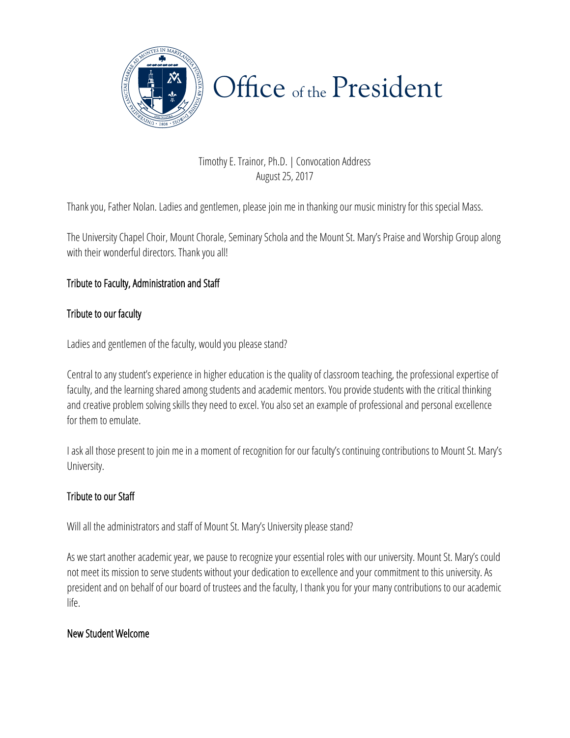# Office of the President

Timothy E. Trainor, Ph.D. | Convocation Address
August 25, 2017

Thank you, Father Nolan. Ladies and gentlemen, please join me in thanking our music ministry for this special Mass.

The University Chapel Choir, Mount Chorale, Seminary Schola and the Mount St. Mary's Praise and Worship Group along with their wonderful directors. Thank you all!

## Tribute to Faculty, Administration and Staff

### Tribute to our faculty

Ladies and gentlemen of the faculty, would you please stand?

Central to any student's experience in higher education is the quality of classroom teaching, the professional expertise of faculty, and the learning shared among students and academic mentors. You provide students with the critical thinking and creative problem solving skills they need to excel. You also set an example of professional and personal excellence for them to emulate.

I ask all those present to join me in a moment of recognition for our faculty's continuing contributions to Mount St. Mary's University.

### Tribute to our Staff

Will all the administrators and staff of Mount St. Mary's University please stand?

As we start another academic year, we pause to recognize your essential roles with our university. Mount St. Mary's could not meet its mission to serve students without your dedication to excellence and your commitment to this university. As president and on behalf of our board of trustees and the faculty, I thank you for your many contributions to our academic life.

## New Student Welcome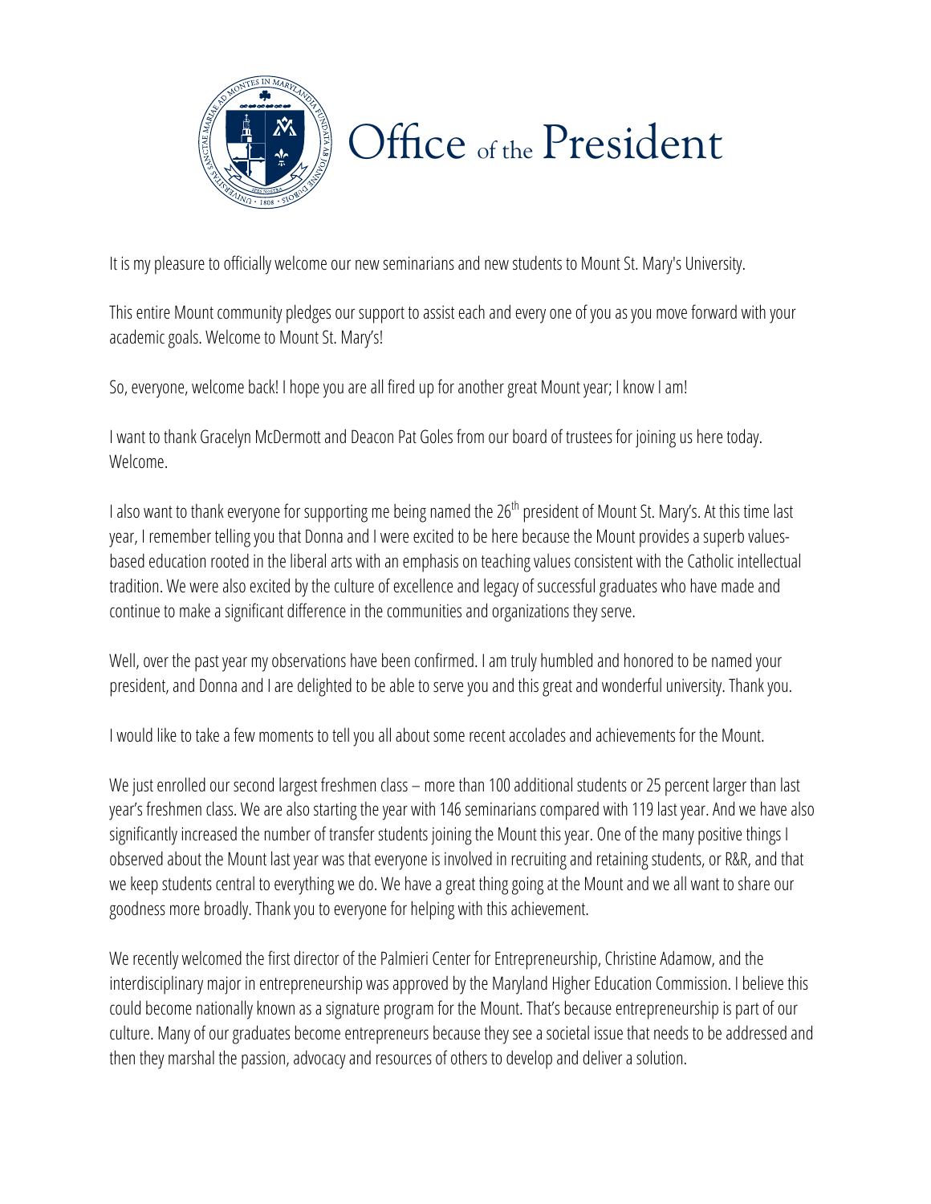# Office of the President

It is my pleasure to officially welcome our new seminarians and new students to Mount St. Mary's University.

This entire Mount community pledges our support to assist each and every one of you as you move forward with your academic goals. Welcome to Mount St. Mary's!

So, everyone, welcome back! I hope you are all fired up for another great Mount year; I know I am!

I want to thank Gracelyn McDermott and Deacon Pat Goles from our board of trustees for joining us here today. Welcome.

I also want to thank everyone for supporting me being named the 26th president of Mount St. Mary's. At this time last year, I remember telling you that Donna and I were excited to be here because the Mount provides a superb values-based education rooted in the liberal arts with an emphasis on teaching values consistent with the Catholic intellectual tradition. We were also excited by the culture of excellence and legacy of successful graduates who have made and continue to make a significant difference in the communities and organizations they serve.

Well, over the past year my observations have been confirmed. I am truly humbled and honored to be named your president, and Donna and I are delighted to be able to serve you and this great and wonderful university. Thank you.

I would like to take a few moments to tell you all about some recent accolades and achievements for the Mount.

We just enrolled our second largest freshmen class – more than 100 additional students or 25 percent larger than last year's freshmen class. We are also starting the year with 146 seminarians compared with 119 last year. And we have also significantly increased the number of transfer students joining the Mount this year. One of the many positive things I observed about the Mount last year was that everyone is involved in recruiting and retaining students, or R&R, and that we keep students central to everything we do. We have a great thing going at the Mount and we all want to share our goodness more broadly. Thank you to everyone for helping with this achievement.

We recently welcomed the first director of the Palmieri Center for Entrepreneurship, Christine Adamow, and the interdisciplinary major in entrepreneurship was approved by the Maryland Higher Education Commission. I believe this could become nationally known as a signature program for the Mount. That's because entrepreneurship is part of our culture. Many of our graduates become entrepreneurs because they see a societal issue that needs to be addressed and then they marshal the passion, advocacy and resources of others to develop and deliver a solution.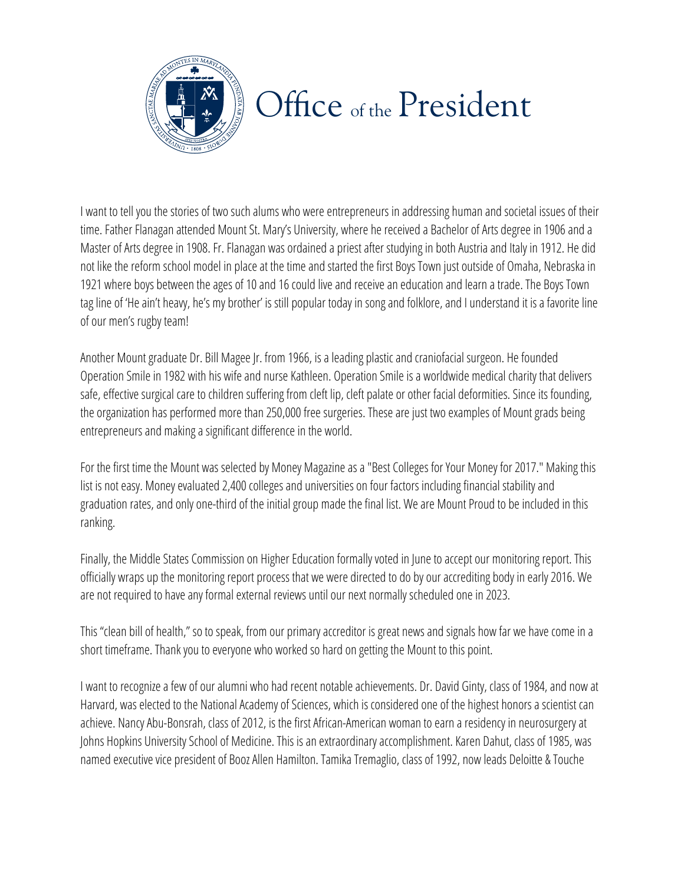# Office of the President

I want to tell you the stories of two such alums who were entrepreneurs in addressing human and societal issues of their time. Father Flanagan attended Mount St. Mary's University, where he received a Bachelor of Arts degree in 1906 and a Master of Arts degree in 1908. Fr. Flanagan was ordained a priest after studying in both Austria and Italy in 1912. He did not like the reform school model in place at the time and started the first Boys Town just outside of Omaha, Nebraska in 1921 where boys between the ages of 10 and 16 could live and receive an education and learn a trade. The Boys Town tag line of 'He ain't heavy, he's my brother' is still popular today in song and folklore, and I understand it is a favorite line of our men's rugby team!

Another Mount graduate Dr. Bill Magee Jr. from 1966, is a leading plastic and craniofacial surgeon. He founded Operation Smile in 1982 with his wife and nurse Kathleen. Operation Smile is a worldwide medical charity that delivers safe, effective surgical care to children suffering from cleft lip, cleft palate or other facial deformities. Since its founding, the organization has performed more than 250,000 free surgeries. These are just two examples of Mount grads being entrepreneurs and making a significant difference in the world.

For the first time the Mount was selected by Money Magazine as a "Best Colleges for Your Money for 2017." Making this list is not easy. Money evaluated 2,400 colleges and universities on four factors including financial stability and graduation rates, and only one-third of the initial group made the final list. We are Mount Proud to be included in this ranking.

Finally, the Middle States Commission on Higher Education formally voted in June to accept our monitoring report. This officially wraps up the monitoring report process that we were directed to do by our accrediting body in early 2016. We are not required to have any formal external reviews until our next normally scheduled one in 2023.

This "clean bill of health," so to speak, from our primary accreditor is great news and signals how far we have come in a short timeframe. Thank you to everyone who worked so hard on getting the Mount to this point.

I want to recognize a few of our alumni who had recent notable achievements. Dr. David Ginty, class of 1984, and now at Harvard, was elected to the National Academy of Sciences, which is considered one of the highest honors a scientist can achieve. Nancy Abu-Bonsrah, class of 2012, is the first African-American woman to earn a residency in neurosurgery at Johns Hopkins University School of Medicine. This is an extraordinary accomplishment. Karen Dahut, class of 1985, was named executive vice president of Booz Allen Hamilton. Tamika Tremaglio, class of 1992, now leads Deloitte & Touche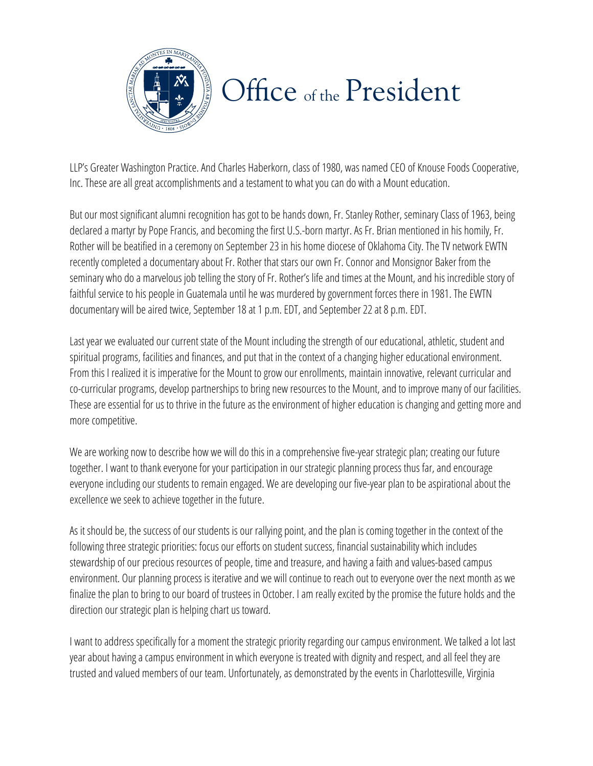LLP's Greater Washington Practice. And Charles Haberkorn, class of 1980, was named CEO of Knouse Foods Cooperative, Inc. These are all great accomplishments and a testament to what you can do with a Mount education.

But our most significant alumni recognition has got to be hands down, Fr. Stanley Rother, seminary Class of 1963, being declared a martyr by Pope Francis, and becoming the first U.S.-born martyr. As Fr. Brian mentioned in his homily, Fr. Rother will be beatified in a ceremony on September 23 in his home diocese of Oklahoma City. The TV network EWTN recently completed a documentary about Fr. Rother that stars our own Fr. Connor and Monsignor Baker from the seminary who do a marvelous job telling the story of Fr. Rother's life and times at the Mount, and his incredible story of faithful service to his people in Guatemala until he was murdered by government forces there in 1981. The EWTN documentary will be aired twice, September 18 at 1 p.m. EDT, and September 22 at 8 p.m. EDT.

Last year we evaluated our current state of the Mount including the strength of our educational, athletic, student and spiritual programs, facilities and finances, and put that in the context of a changing higher educational environment. From this I realized it is imperative for the Mount to grow our enrollments, maintain innovative, relevant curricular and co-curricular programs, develop partnerships to bring new resources to the Mount, and to improve many of our facilities. These are essential for us to thrive in the future as the environment of higher education is changing and getting more and more competitive.

We are working now to describe how we will do this in a comprehensive five-year strategic plan; creating our future together. I want to thank everyone for your participation in our strategic planning process thus far, and encourage everyone including our students to remain engaged. We are developing our five-year plan to be aspirational about the excellence we seek to achieve together in the future.

As it should be, the success of our students is our rallying point, and the plan is coming together in the context of the following three strategic priorities: focus our efforts on student success, financial sustainability which includes stewardship of our precious resources of people, time and treasure, and having a faith and values-based campus environment. Our planning process is iterative and we will continue to reach out to everyone over the next month as we finalize the plan to bring to our board of trustees in October. I am really excited by the promise the future holds and the direction our strategic plan is helping chart us toward.

I want to address specifically for a moment the strategic priority regarding our campus environment. We talked a lot last year about having a campus environment in which everyone is treated with dignity and respect, and all feel they are trusted and valued members of our team. Unfortunately, as demonstrated by the events in Charlottesville, Virginia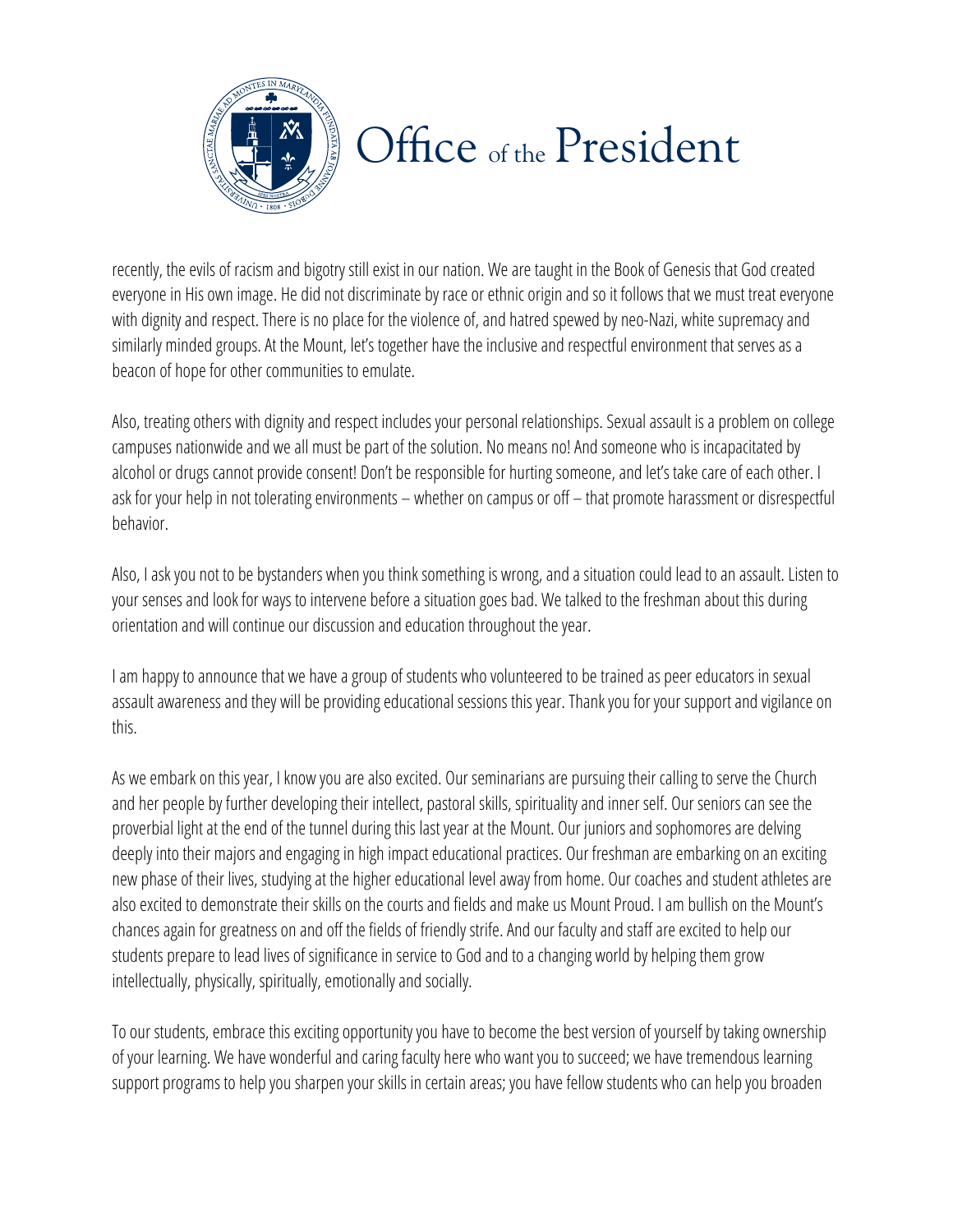recently, the evils of racism and bigotry still exist in our nation. We are taught in the Book of Genesis that God created everyone in His own image. He did not discriminate by race or ethnic origin and so it follows that we must treat everyone with dignity and respect. There is no place for the violence of, and hatred spewed by neo-Nazi, white supremacy and similarly minded groups. At the Mount, let's together have the inclusive and respectful environment that serves as a beacon of hope for other communities to emulate.

Also, treating others with dignity and respect includes your personal relationships. Sexual assault is a problem on college campuses nationwide and we all must be part of the solution. No means no! And someone who is incapacitated by alcohol or drugs cannot provide consent! Don't be responsible for hurting someone, and let's take care of each other. I ask for your help in not tolerating environments – whether on campus or off – that promote harassment or disrespectful behavior.

Also, I ask you not to be bystanders when you think something is wrong, and a situation could lead to an assault. Listen to your senses and look for ways to intervene before a situation goes bad. We talked to the freshman about this during orientation and will continue our discussion and education throughout the year.

I am happy to announce that we have a group of students who volunteered to be trained as peer educators in sexual assault awareness and they will be providing educational sessions this year. Thank you for your support and vigilance on this.

As we embark on this year, I know you are also excited. Our seminarians are pursuing their calling to serve the Church and her people by further developing their intellect, pastoral skills, spirituality and inner self. Our seniors can see the proverbial light at the end of the tunnel during this last year at the Mount. Our juniors and sophomores are delving deeply into their majors and engaging in high impact educational practices. Our freshman are embarking on an exciting new phase of their lives, studying at the higher educational level away from home. Our coaches and student athletes are also excited to demonstrate their skills on the courts and fields and make us Mount Proud. I am bullish on the Mount's chances again for greatness on and off the fields of friendly strife. And our faculty and staff are excited to help our students prepare to lead lives of significance in service to God and to a changing world by helping them grow intellectually, physically, spiritually, emotionally and socially.

To our students, embrace this exciting opportunity you have to become the best version of yourself by taking ownership of your learning. We have wonderful and caring faculty here who want you to succeed; we have tremendous learning support programs to help you sharpen your skills in certain areas; you have fellow students who can help you broaden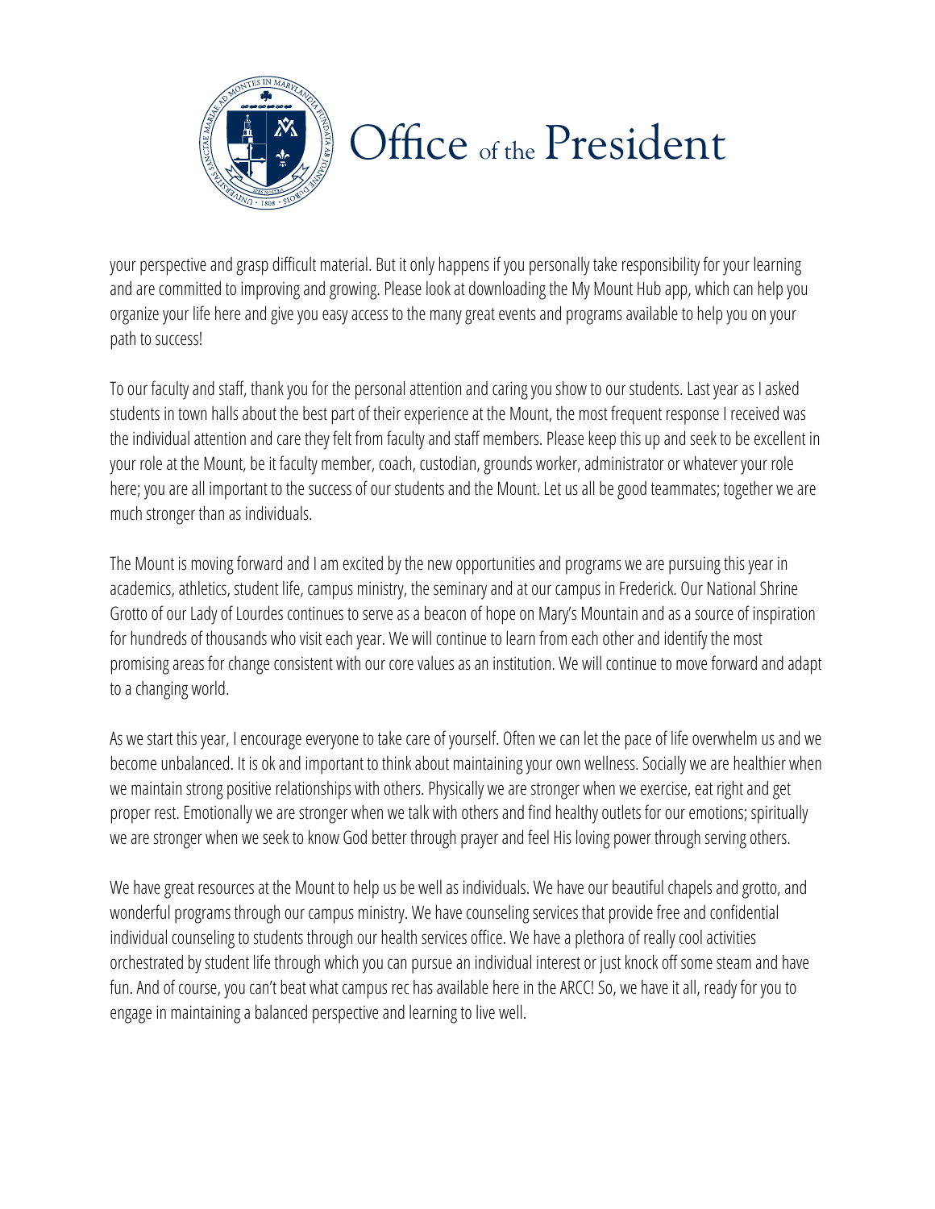your perspective and grasp difficult material. But it only happens if you personally take responsibility for your learning and are committed to improving and growing. Please look at downloading the My Mount Hub app, which can help you organize your life here and give you easy access to the many great events and programs available to help you on your path to success!

To our faculty and staff, thank you for the personal attention and caring you show to our students. Last year as I asked students in town halls about the best part of their experience at the Mount, the most frequent response I received was the individual attention and care they felt from faculty and staff members. Please keep this up and seek to be excellent in your role at the Mount, be it faculty member, coach, custodian, grounds worker, administrator or whatever your role here; you are all important to the success of our students and the Mount. Let us all be good teammates; together we are much stronger than as individuals.

The Mount is moving forward and I am excited by the new opportunities and programs we are pursuing this year in academics, athletics, student life, campus ministry, the seminary and at our campus in Frederick. Our National Shrine Grotto of our Lady of Lourdes continues to serve as a beacon of hope on Mary's Mountain and as a source of inspiration for hundreds of thousands who visit each year. We will continue to learn from each other and identify the most promising areas for change consistent with our core values as an institution. We will continue to move forward and adapt to a changing world.

As we start this year, I encourage everyone to take care of yourself. Often we can let the pace of life overwhelm us and we become unbalanced. It is ok and important to think about maintaining your own wellness. Socially we are healthier when we maintain strong positive relationships with others. Physically we are stronger when we exercise, eat right and get proper rest. Emotionally we are stronger when we talk with others and find healthy outlets for our emotions; spiritually we are stronger when we seek to know God better through prayer and feel His loving power through serving others.

We have great resources at the Mount to help us be well as individuals. We have our beautiful chapels and grotto, and wonderful programs through our campus ministry. We have counseling services that provide free and confidential individual counseling to students through our health services office. We have a plethora of really cool activities orchestrated by student life through which you can pursue an individual interest or just knock off some steam and have fun. And of course, you can't beat what campus rec has available here in the ARCC! So, we have it all, ready for you to engage in maintaining a balanced perspective and learning to live well.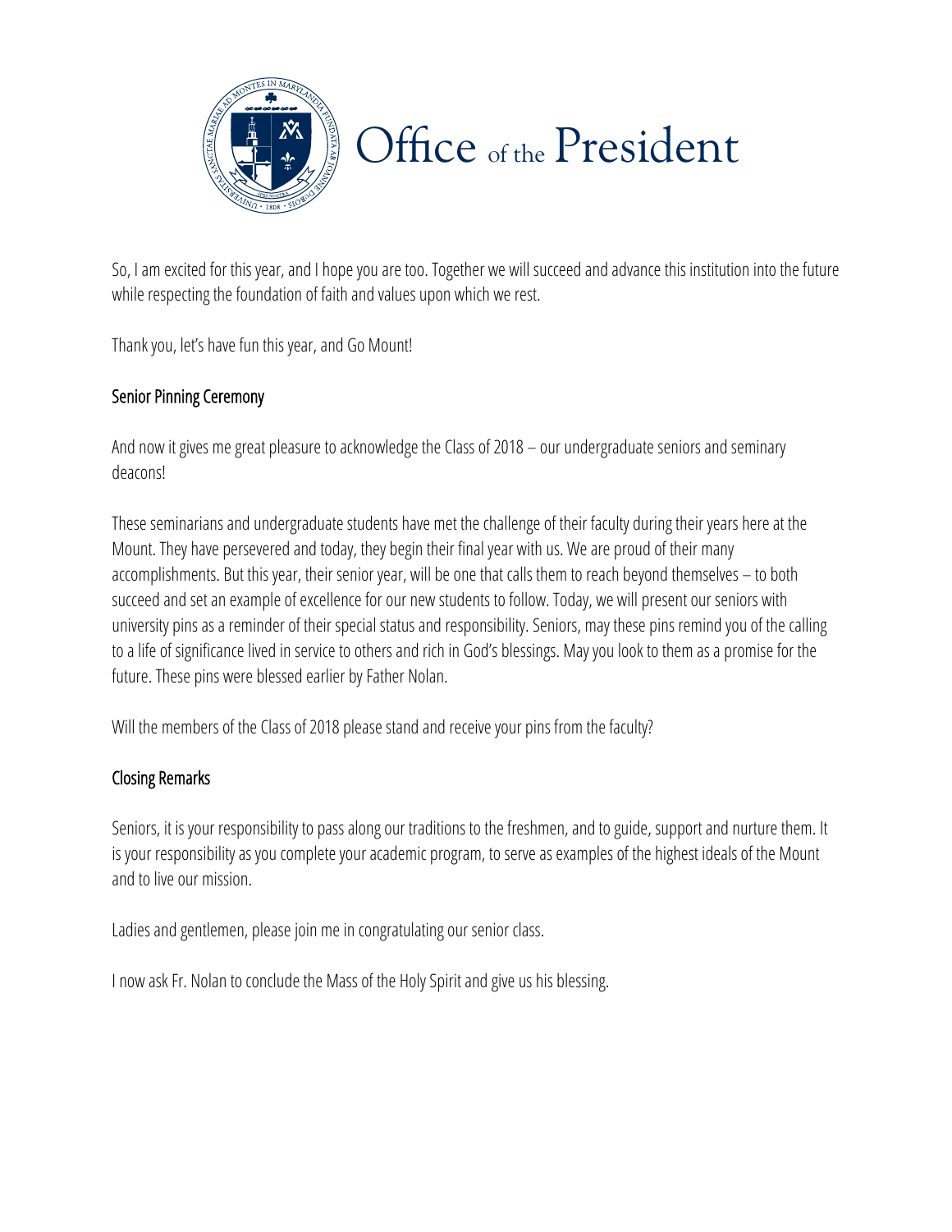So, I am excited for this year, and I hope you are too. Together we will succeed and advance this institution into the future while respecting the foundation of faith and values upon which we rest.

Thank you, let's have fun this year, and Go Mount!

## Senior Pinning Ceremony

And now it gives me great pleasure to acknowledge the Class of 2018 – our undergraduate seniors and seminary deacons!

These seminarians and undergraduate students have met the challenge of their faculty during their years here at the Mount. They have persevered and today, they begin their final year with us. We are proud of their many accomplishments. But this year, their senior year, will be one that calls them to reach beyond themselves – to both succeed and set an example of excellence for our new students to follow. Today, we will present our seniors with university pins as a reminder of their special status and responsibility. Seniors, may these pins remind you of the calling to a life of significance lived in service to others and rich in God's blessings. May you look to them as a promise for the future. These pins were blessed earlier by Father Nolan.

Will the members of the Class of 2018 please stand and receive your pins from the faculty?

## Closing Remarks

Seniors, it is your responsibility to pass along our traditions to the freshmen, and to guide, support and nurture them. It is your responsibility as you complete your academic program, to serve as examples of the highest ideals of the Mount and to live our mission.

Ladies and gentlemen, please join me in congratulating our senior class.

I now ask Fr. Nolan to conclude the Mass of the Holy Spirit and give us his blessing.